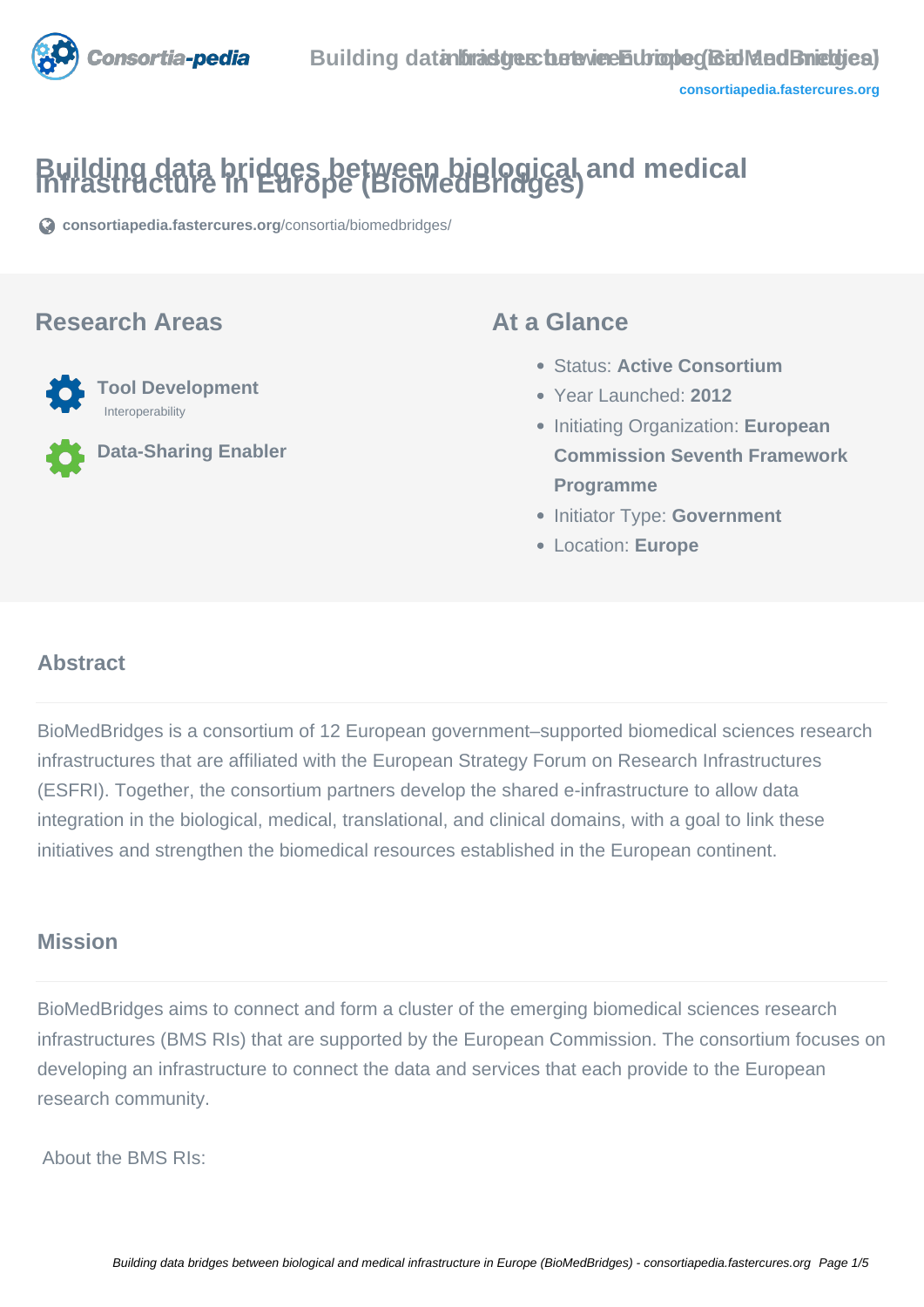# Building data bridges between biological and medical infrastructure in Europe (BioMedBridges)

consortiapedia.fastercures.org/consortia/biomedbridges/

## Research Areas

**Tool Development**
Interoperability

**Data-Sharing Enabler**

## At a Glance

- Status: **Active Consortium**
- Year Launched: **2012**
- Initiating Organization: **European Commission Seventh Framework Programme**
- Initiator Type: **Government**
- Location: **Europe**

## Abstract

BioMedBridges is a consortium of 12 European government–supported biomedical sciences research infrastructures that are affiliated with the European Strategy Forum on Research Infrastructures (ESFRI). Together, the consortium partners develop the shared e-infrastructure to allow data integration in the biological, medical, translational, and clinical domains, with a goal to link these initiatives and strengthen the biomedical resources established in the European continent.

## Mission

BioMedBridges aims to connect and form a cluster of the emerging biomedical sciences research infrastructures (BMS RIs) that are supported by the European Commission. The consortium focuses on developing an infrastructure to connect the data and services that each provide to the European research community.

About the BMS RIs: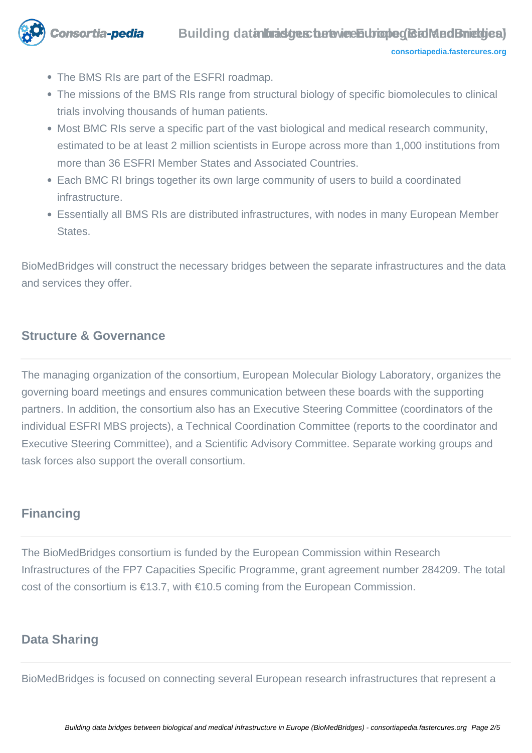- The BMS RIs are part of the ESFRI roadmap.
- The missions of the BMS RIs range from structural biology of specific biomolecules to clinical trials involving thousands of human patients.
- Most BMC RIs serve a specific part of the vast biological and medical research community, estimated to be at least 2 million scientists in Europe across more than 1,000 institutions from more than 36 ESFRI Member States and Associated Countries.
- Each BMC RI brings together its own large community of users to build a coordinated infrastructure.
- Essentially all BMS RIs are distributed infrastructures, with nodes in many European Member States.

BioMedBridges will construct the necessary bridges between the separate infrastructures and the data and services they offer.

## Structure & Governance

The managing organization of the consortium, European Molecular Biology Laboratory, organizes the governing board meetings and ensures communication between these boards with the supporting partners. In addition, the consortium also has an Executive Steering Committee (coordinators of the individual ESFRI MBS projects), a Technical Coordination Committee (reports to the coordinator and Executive Steering Committee), and a Scientific Advisory Committee. Separate working groups and task forces also support the overall consortium.

## Financing

The BioMedBridges consortium is funded by the European Commission within Research Infrastructures of the FP7 Capacities Specific Programme, grant agreement number 284209. The total cost of the consortium is €13.7, with €10.5 coming from the European Commission.

## Data Sharing

BioMedBridges is focused on connecting several European research infrastructures that represent a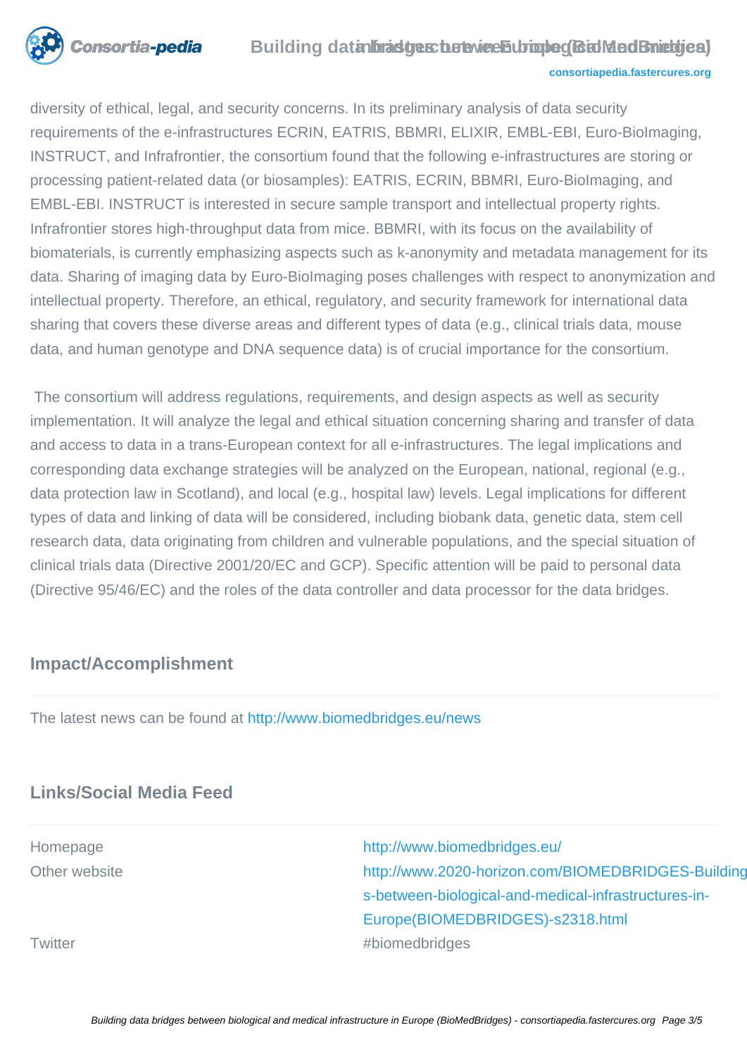diversity of ethical, legal, and security concerns. In its preliminary analysis of data security requirements of the e-infrastructures ECRIN, EATRIS, BBMRI, ELIXIR, EMBL-EBI, Euro-BioImaging, INSTRUCT, and Infrafrontier, the consortium found that the following e-infrastructures are storing or processing patient-related data (or biosamples): EATRIS, ECRIN, BBMRI, Euro-BioImaging, and EMBL-EBI. INSTRUCT is interested in secure sample transport and intellectual property rights. Infrafrontier stores high-throughput data from mice. BBMRI, with its focus on the availability of biomaterials, is currently emphasizing aspects such as k-anonymity and metadata management for its data. Sharing of imaging data by Euro-BioImaging poses challenges with respect to anonymization and intellectual property. Therefore, an ethical, regulatory, and security framework for international data sharing that covers these diverse areas and different types of data (e.g., clinical trials data, mouse data, and human genotype and DNA sequence data) is of crucial importance for the consortium.

The consortium will address regulations, requirements, and design aspects as well as security implementation. It will analyze the legal and ethical situation concerning sharing and transfer of data and access to data in a trans-European context for all e-infrastructures. The legal implications and corresponding data exchange strategies will be analyzed on the European, national, regional (e.g., data protection law in Scotland), and local (e.g., hospital law) levels. Legal implications for different types of data and linking of data will be considered, including biobank data, genetic data, stem cell research data, data originating from children and vulnerable populations, and the special situation of clinical trials data (Directive 2001/20/EC and GCP). Specific attention will be paid to personal data (Directive 95/46/EC) and the roles of the data controller and data processor for the data bridges.

## Impact/Accomplishment

The latest news can be found at http://www.biomedbridges.eu/news

## Links/Social Media Feed

| | |
|---|---|
| Homepage | http://www.biomedbridges.eu/ |
| Other website | http://www.2020-horizon.com/BIOMEDBRIDGES-Buildings-between-biological-and-medical-infrastructures-in-Europe(BIOMEDBRIDGES)-s2318.html |
| Twitter | #biomedbridges |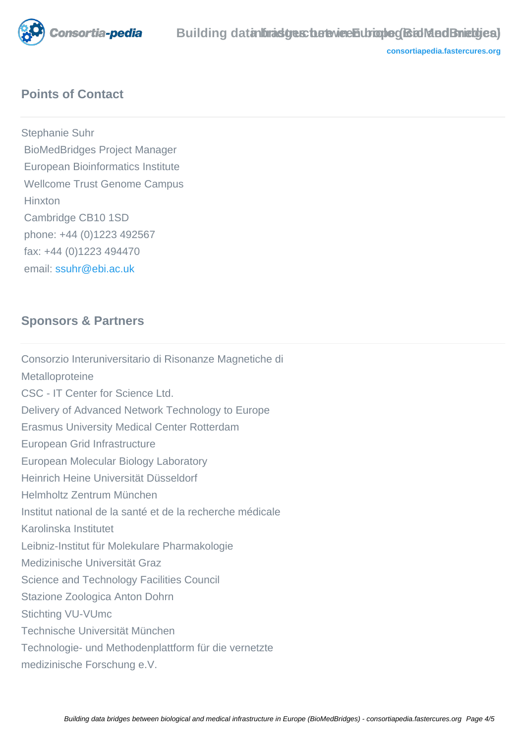## Points of Contact

Stephanie Suhr
BioMedBridges Project Manager
European Bioinformatics Institute
Wellcome Trust Genome Campus
Hinxton
Cambridge CB10 1SD
phone: +44 (0)1223 492567
fax: +44 (0)1223 494470
email: ssuhr@ebi.ac.uk

## Sponsors & Partners

Consorzio Interuniversitario di Risonanze Magnetiche di Metalloproteine
CSC - IT Center for Science Ltd.
Delivery of Advanced Network Technology to Europe
Erasmus University Medical Center Rotterdam
European Grid Infrastructure
European Molecular Biology Laboratory
Heinrich Heine Universität Düsseldorf
Helmholtz Zentrum München
Institut national de la santé et de la recherche médicale
Karolinska Institutet
Leibniz-Institut für Molekulare Pharmakologie
Medizinische Universität Graz
Science and Technology Facilities Council
Stazione Zoologica Anton Dohrn
Stichting VU-VUmc
Technische Universität München
Technologie- und Methodenplattform für die vernetzte medizinische Forschung e.V.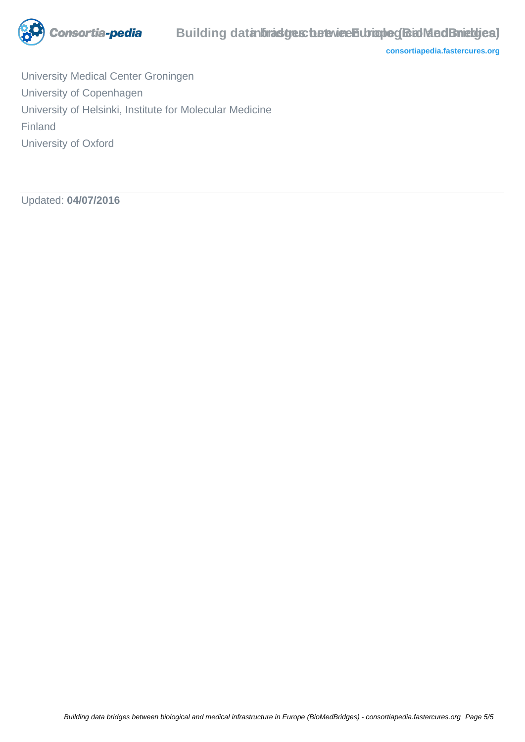University Medical Center Groningen
University of Copenhagen
University of Helsinki, Institute for Molecular Medicine
Finland
University of Oxford

---

Updated: **04/07/2016**